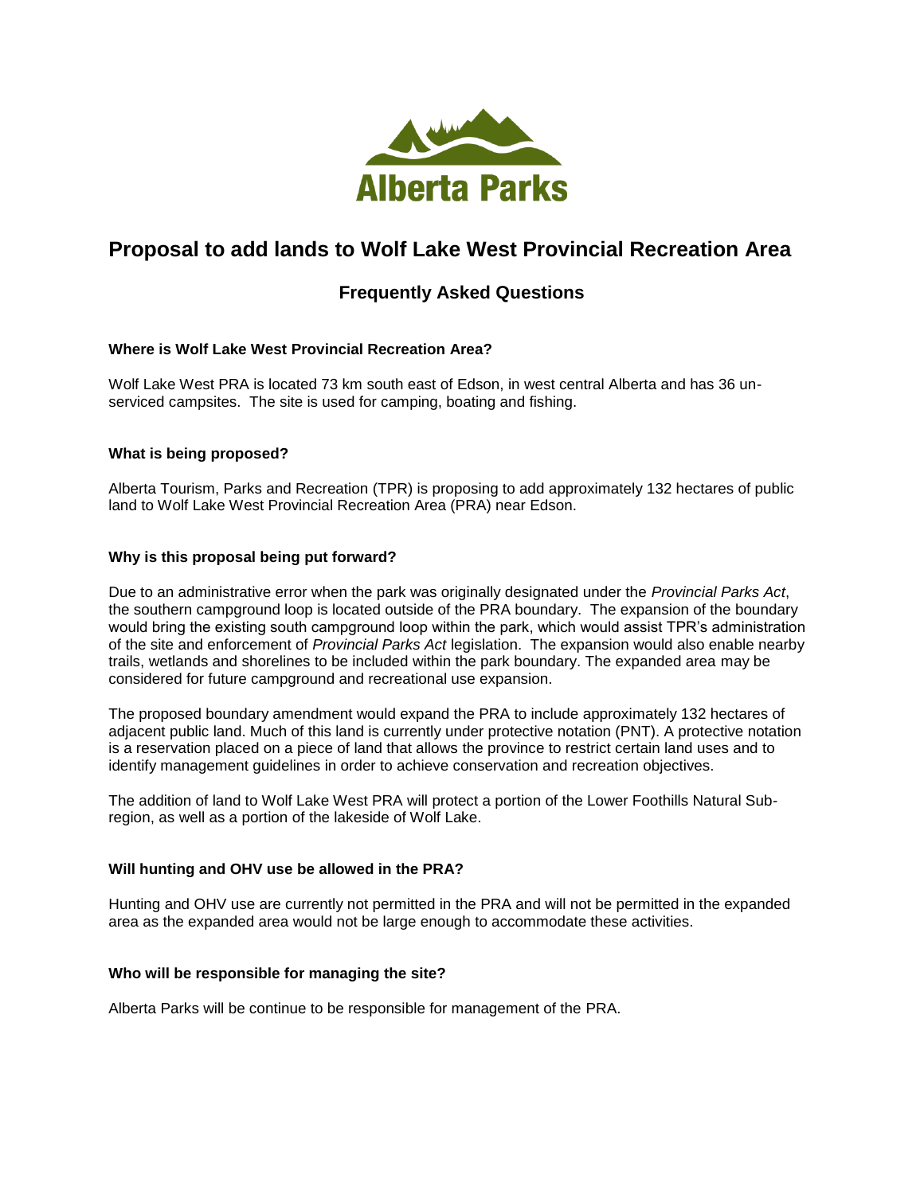Alberta Parks

# Proposal to add lands to Wolf Lake West Provincial Recreation Area

## Frequently Asked Questions

### Where is Wolf Lake West Provincial Recreation Area?

Wolf Lake West PRA is located 73 km south east of Edson, in west central Alberta and has 36 un-serviced campsites. The site is used for camping, boating and fishing.

### What is being proposed?

Alberta Tourism, Parks and Recreation (TPR) is proposing to add approximately 132 hectares of public land to Wolf Lake West Provincial Recreation Area (PRA) near Edson.

### Why is this proposal being put forward?

Due to an administrative error when the park was originally designated under the *Provincial Parks Act*, the southern campground loop is located outside of the PRA boundary. The expansion of the boundary would bring the existing south campground loop within the park, which would assist TPR's administration of the site and enforcement of *Provincial Parks Act* legislation. The expansion would also enable nearby trails, wetlands and shorelines to be included within the park boundary. The expanded area may be considered for future campground and recreational use expansion.

The proposed boundary amendment would expand the PRA to include approximately 132 hectares of adjacent public land. Much of this land is currently under protective notation (PNT). A protective notation is a reservation placed on a piece of land that allows the province to restrict certain land uses and to identify management guidelines in order to achieve conservation and recreation objectives.

The addition of land to Wolf Lake West PRA will protect a portion of the Lower Foothills Natural Sub-region, as well as a portion of the lakeside of Wolf Lake.

### Will hunting and OHV use be allowed in the PRA?

Hunting and OHV use are currently not permitted in the PRA and will not be permitted in the expanded area as the expanded area would not be large enough to accommodate these activities.

### Who will be responsible for managing the site?

Alberta Parks will be continue to be responsible for management of the PRA.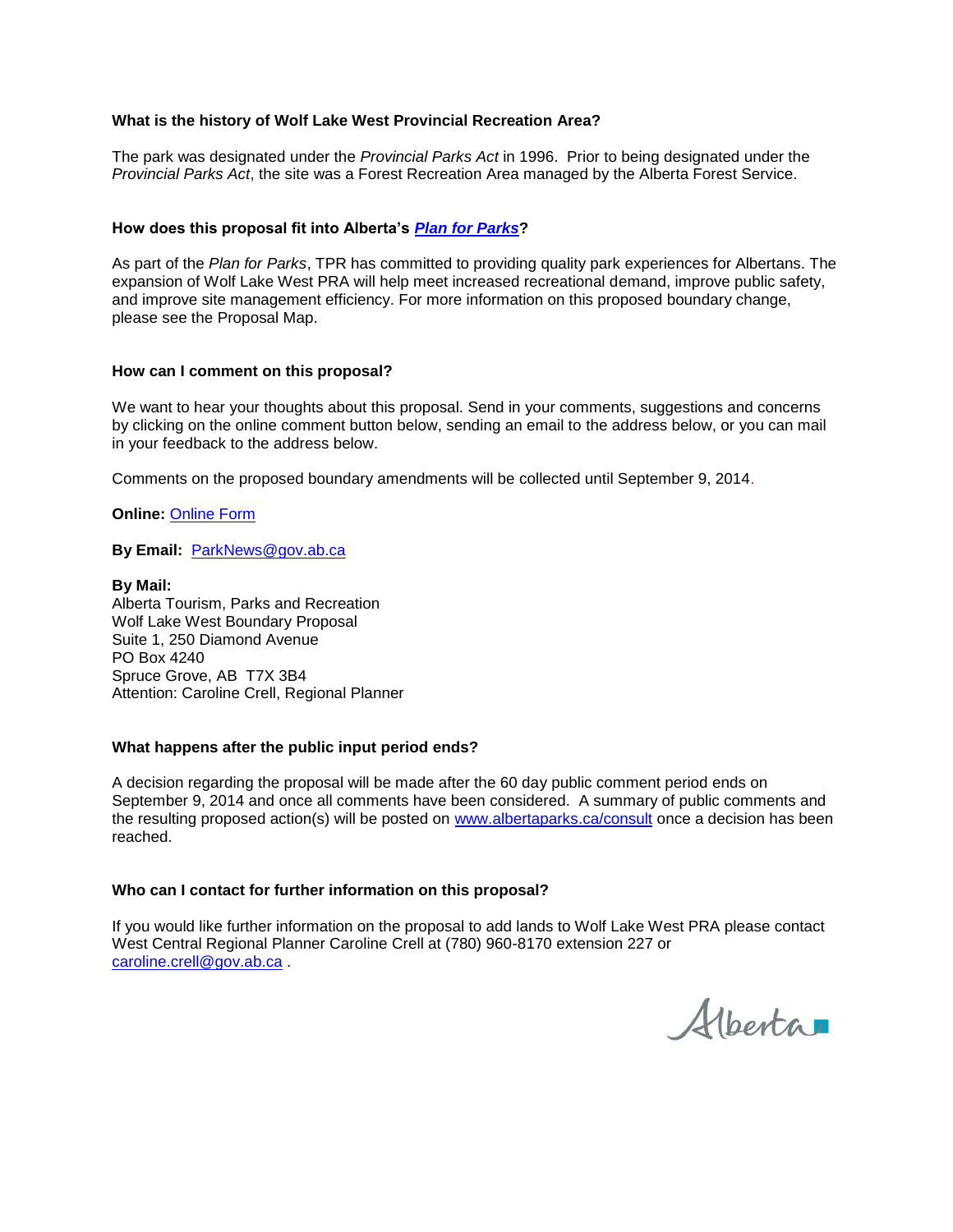### What is the history of Wolf Lake West Provincial Recreation Area?

The park was designated under the *Provincial Parks Act* in 1996. Prior to being designated under the *Provincial Parks Act*, the site was a Forest Recreation Area managed by the Alberta Forest Service.

### How does this proposal fit into Alberta's *Plan for Parks*?

As part of the *Plan for Parks*, TPR has committed to providing quality park experiences for Albertans. The expansion of Wolf Lake West PRA will help meet increased recreational demand, improve public safety, and improve site management efficiency. For more information on this proposed boundary change, please see the Proposal Map.

### How can I comment on this proposal?

We want to hear your thoughts about this proposal. Send in your comments, suggestions and concerns by clicking on the online comment button below, sending an email to the address below, or you can mail in your feedback to the address below.

Comments on the proposed boundary amendments will be collected until September 9, 2014.

**Online:** Online Form

**By Email:** ParkNews@gov.ab.ca

**By Mail:**
Alberta Tourism, Parks and Recreation
Wolf Lake West Boundary Proposal
Suite 1, 250 Diamond Avenue
PO Box 4240
Spruce Grove, AB T7X 3B4
Attention: Caroline Crell, Regional Planner

### What happens after the public input period ends?

A decision regarding the proposal will be made after the 60 day public comment period ends on September 9, 2014 and once all comments have been considered. A summary of public comments and the resulting proposed action(s) will be posted on www.albertaparks.ca/consult once a decision has been reached.

### Who can I contact for further information on this proposal?

If you would like further information on the proposal to add lands to Wolf Lake West PRA please contact West Central Regional Planner Caroline Crell at (780) 960-8170 extension 227 or caroline.crell@gov.ab.ca .

Alberta